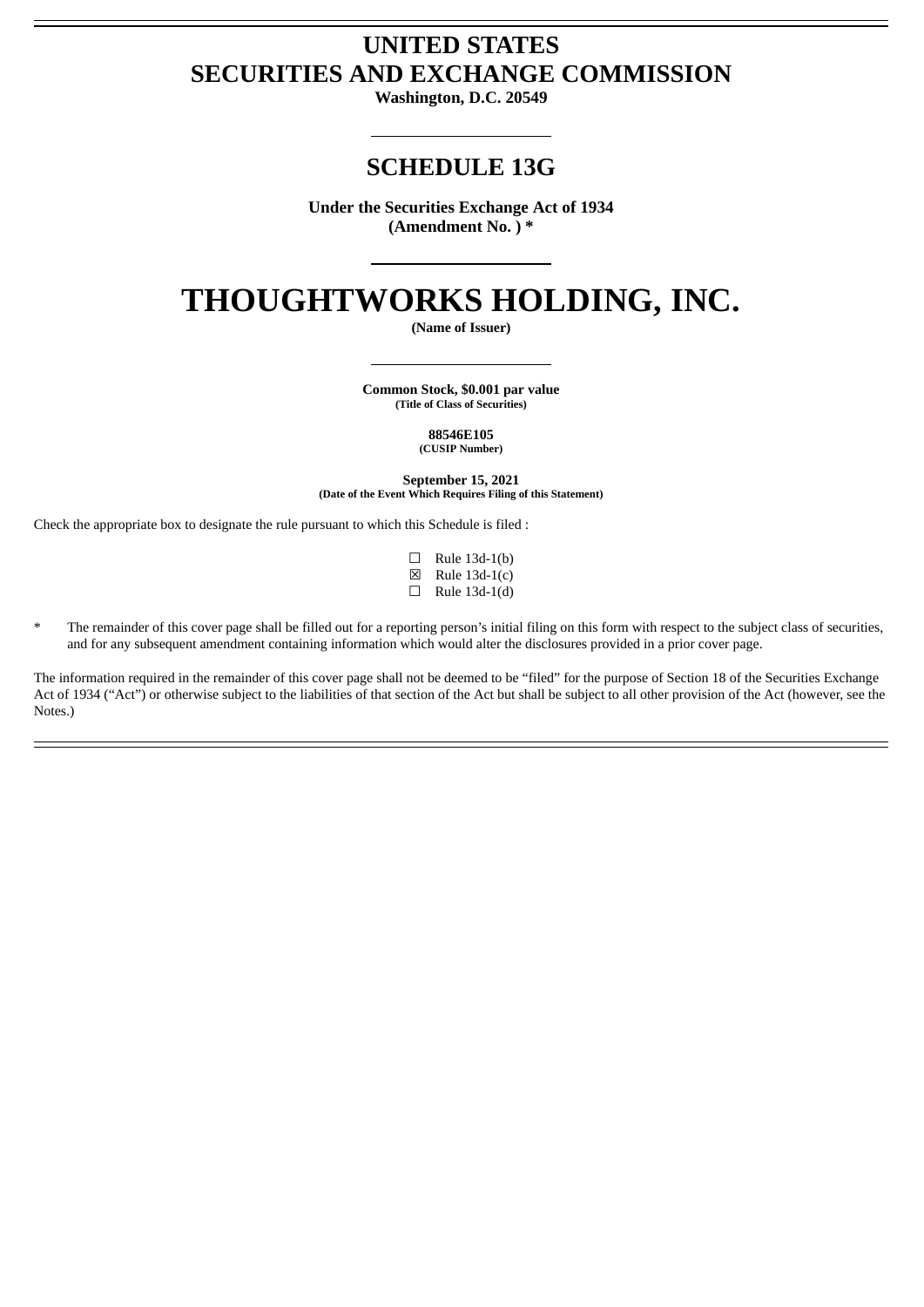# UNITED STATES
# SECURITIES AND EXCHANGE COMMISSION

**Washington, D.C. 20549**

## SCHEDULE 13G

**Under the Securities Exchange Act of 1934**
**(Amendment No. ) ***

# THOUGHTWORKS HOLDING, INC.

**(Name of Issuer)**

**Common Stock, $0.001 par value**
**(Title of Class of Securities)**

**88546E105**
**(CUSIP Number)**

**September 15, 2021**
**(Date of the Event Which Requires Filing of this Statement)**

Check the appropriate box to designate the rule pursuant to which this Schedule is filed :

☐ Rule 13d-1(b)
☒ Rule 13d-1(c)
☐ Rule 13d-1(d)

* The remainder of this cover page shall be filled out for a reporting person's initial filing on this form with respect to the subject class of securities, and for any subsequent amendment containing information which would alter the disclosures provided in a prior cover page.

The information required in the remainder of this cover page shall not be deemed to be "filed" for the purpose of Section 18 of the Securities Exchange Act of 1934 ("Act") or otherwise subject to the liabilities of that section of the Act but shall be subject to all other provision of the Act (however, see the Notes.)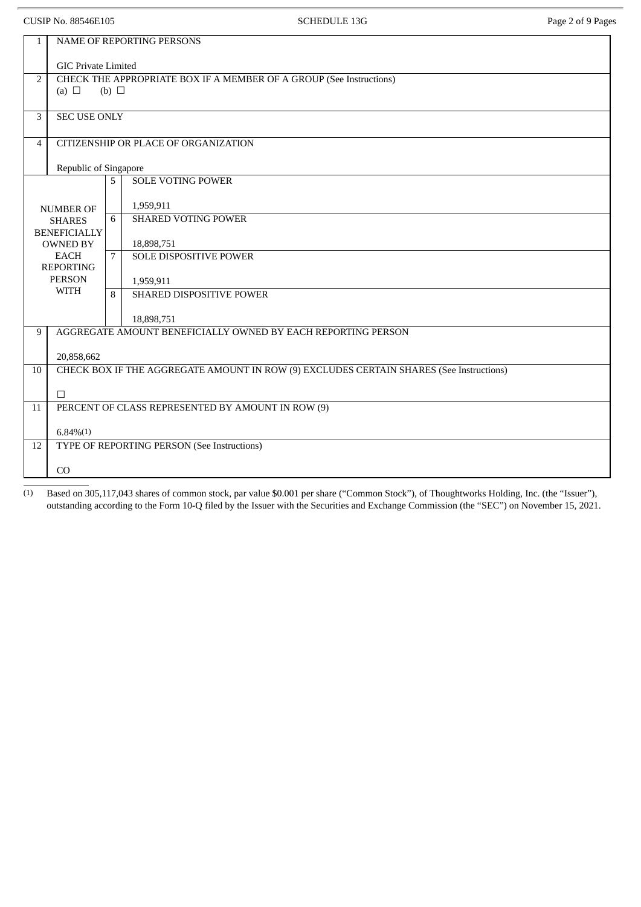CUSIP No. 88546E105 SCHEDULE 13G

| | | | |
|---|---|---|---|
| 1 | NAME OF REPORTING PERSONS<br><br>GIC Private Limited | | |
| 2 | CHECK THE APPROPRIATE BOX IF A MEMBER OF A GROUP (See Instructions)<br>(a) ☐ (b) ☐ | | |
| 3 | SEC USE ONLY | | |
| 4 | CITIZENSHIP OR PLACE OF ORGANIZATION<br><br>Republic of Singapore | | |
| NUMBER OF SHARES BENEFICIALLY OWNED BY EACH REPORTING PERSON WITH | 5 | SOLE VOTING POWER<br><br>1,959,911 | |
| | 6 | SHARED VOTING POWER<br><br>18,898,751 | |
| | 7 | SOLE DISPOSITIVE POWER<br><br>1,959,911 | |
| | 8 | SHARED DISPOSITIVE POWER<br><br>18,898,751 | |
| 9 | AGGREGATE AMOUNT BENEFICIALLY OWNED BY EACH REPORTING PERSON<br><br>20,858,662 | | |
| 10 | CHECK BOX IF THE AGGREGATE AMOUNT IN ROW (9) EXCLUDES CERTAIN SHARES (See Instructions)<br><br>☐ | | |
| 11 | PERCENT OF CLASS REPRESENTED BY AMOUNT IN ROW (9)<br><br>6.84%(1) | | |
| 12 | TYPE OF REPORTING PERSON (See Instructions)<br><br>CO | | |

(1) Based on 305,117,043 shares of common stock, par value $0.001 per share ("Common Stock"), of Thoughtworks Holding, Inc. (the "Issuer"), outstanding according to the Form 10-Q filed by the Issuer with the Securities and Exchange Commission (the "SEC") on November 15, 2021.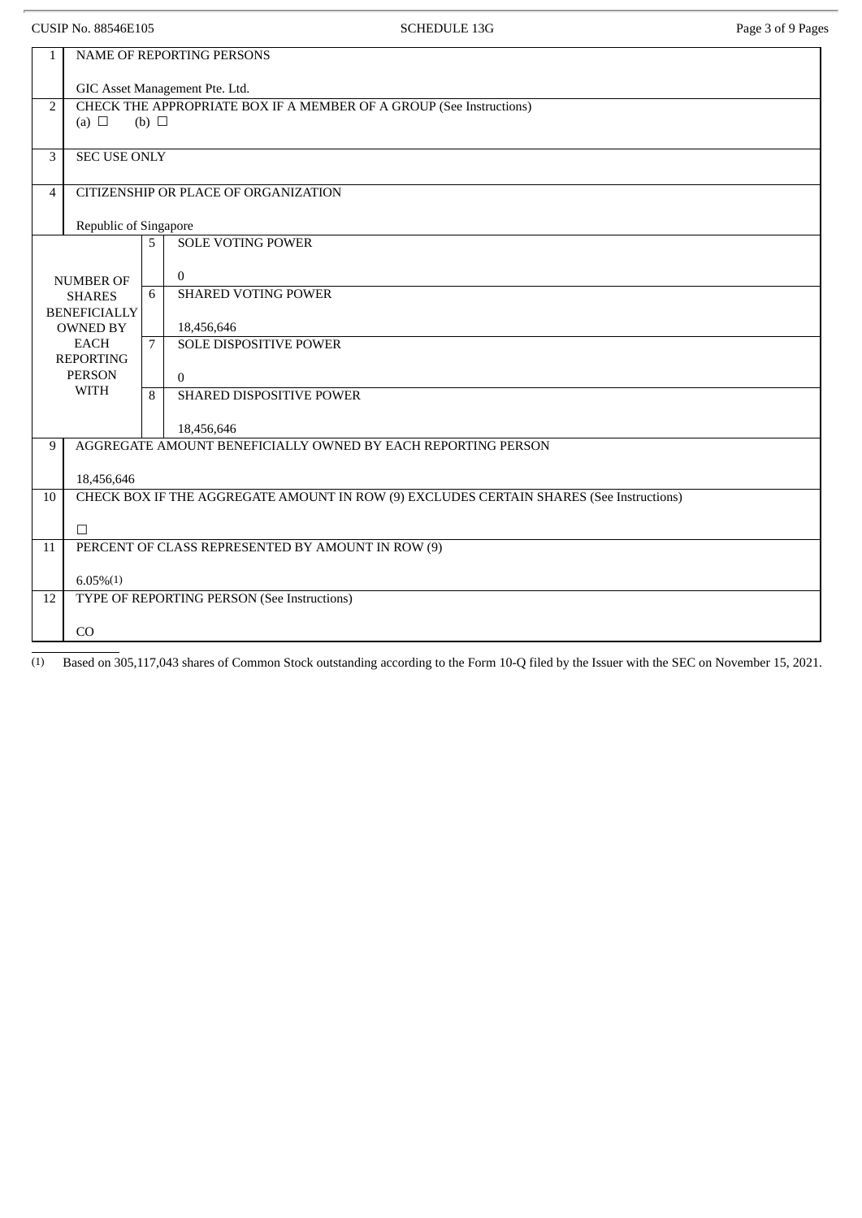| | | | |
|---|---|---|---|
| 1 | NAME OF REPORTING PERSONS<br><br>GIC Asset Management Pte. Ltd. | | |
| 2 | CHECK THE APPROPRIATE BOX IF A MEMBER OF A GROUP (See Instructions)<br>(a) ☐ (b) ☐ | | |
| 3 | SEC USE ONLY | | |
| 4 | CITIZENSHIP OR PLACE OF ORGANIZATION<br><br>Republic of Singapore | | |
| NUMBER OF SHARES BENEFICIALLY OWNED BY EACH REPORTING PERSON WITH | | 5 | SOLE VOTING POWER<br><br>0 |
| | | 6 | SHARED VOTING POWER<br><br>18,456,646 |
| | | 7 | SOLE DISPOSITIVE POWER<br><br>0 |
| | | 8 | SHARED DISPOSITIVE POWER<br><br>18,456,646 |
| 9 | AGGREGATE AMOUNT BENEFICIALLY OWNED BY EACH REPORTING PERSON<br><br>18,456,646 | | |
| 10 | CHECK BOX IF THE AGGREGATE AMOUNT IN ROW (9) EXCLUDES CERTAIN SHARES (See Instructions)<br><br>☐ | | |
| 11 | PERCENT OF CLASS REPRESENTED BY AMOUNT IN ROW (9)<br><br>6.05%(1) | | |
| 12 | TYPE OF REPORTING PERSON (See Instructions)<br><br>CO | | |

(1) Based on 305,117,043 shares of Common Stock outstanding according to the Form 10-Q filed by the Issuer with the SEC on November 15, 2021.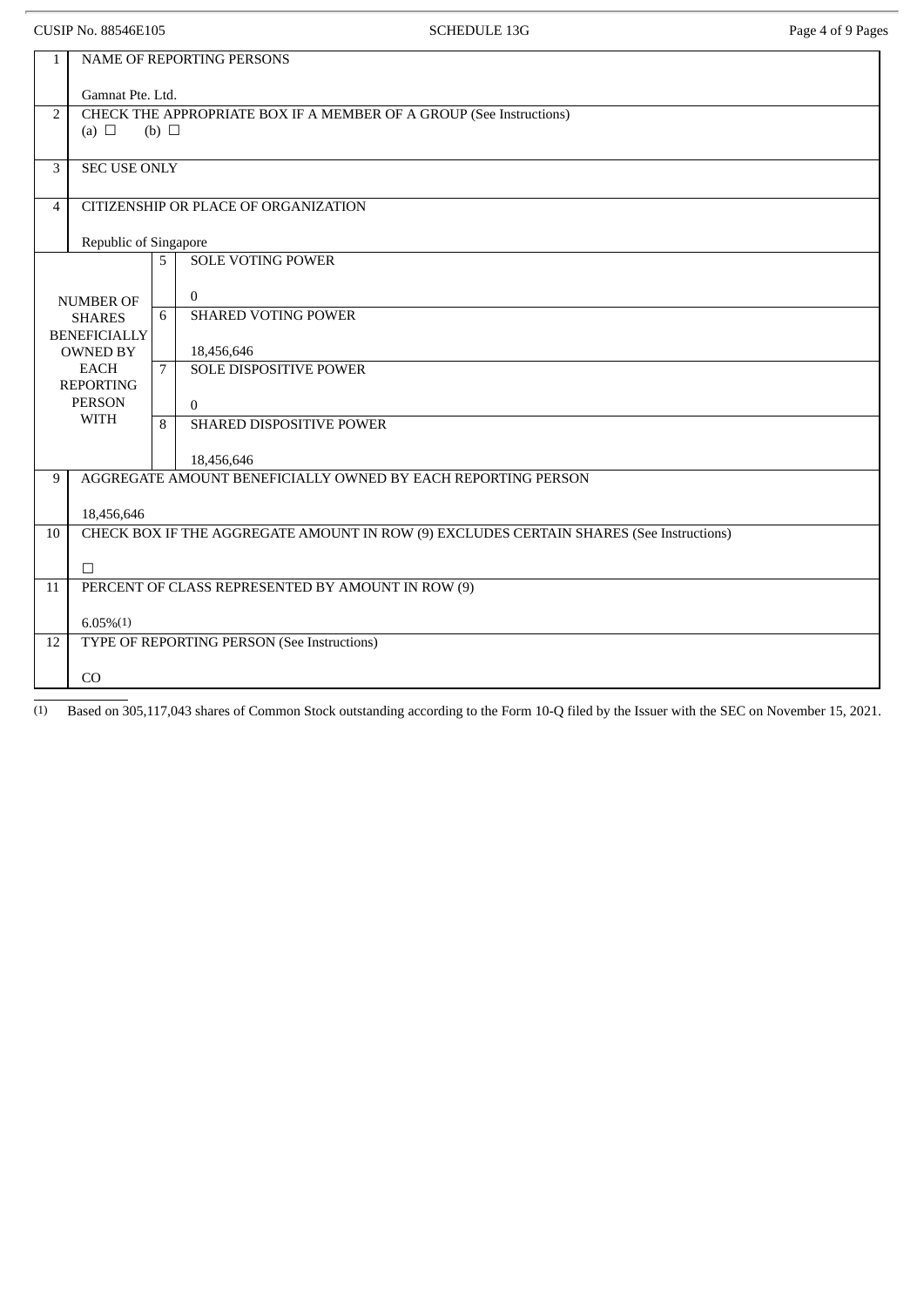CUSIP No. 88546E105 SCHEDULE 13G

| | | | |
|---|---|---|---|
| 1 | NAME OF REPORTING PERSONS<br><br>Gamnat Pte. Ltd. | | |
| 2 | CHECK THE APPROPRIATE BOX IF A MEMBER OF A GROUP (See Instructions)<br>(a) ☐ (b) ☐ | | |
| 3 | SEC USE ONLY | | |
| 4 | CITIZENSHIP OR PLACE OF ORGANIZATION<br><br>Republic of Singapore | | |
| NUMBER OF SHARES BENEFICIALLY OWNED BY EACH REPORTING PERSON WITH | 5 | SOLE VOTING POWER<br><br>0 | |
| | 6 | SHARED VOTING POWER<br><br>18,456,646 | |
| | 7 | SOLE DISPOSITIVE POWER<br><br>0 | |
| | 8 | SHARED DISPOSITIVE POWER<br><br>18,456,646 | |
| 9 | AGGREGATE AMOUNT BENEFICIALLY OWNED BY EACH REPORTING PERSON<br><br>18,456,646 | | |
| 10 | CHECK BOX IF THE AGGREGATE AMOUNT IN ROW (9) EXCLUDES CERTAIN SHARES (See Instructions)<br><br>☐ | | |
| 11 | PERCENT OF CLASS REPRESENTED BY AMOUNT IN ROW (9)<br><br>6.05%(1) | | |
| 12 | TYPE OF REPORTING PERSON (See Instructions)<br><br>CO | | |

(1) Based on 305,117,043 shares of Common Stock outstanding according to the Form 10-Q filed by the Issuer with the SEC on November 15, 2021.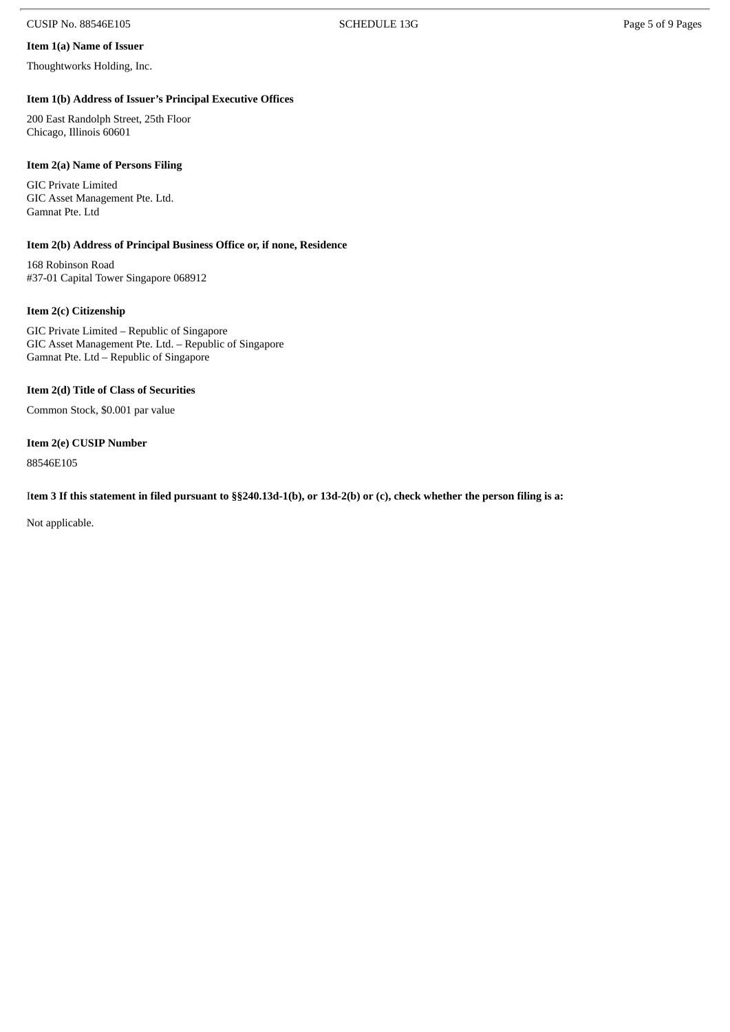**Item 1(a) Name of Issuer**

Thoughtworks Holding, Inc.

**Item 1(b) Address of Issuer's Principal Executive Offices**

200 East Randolph Street, 25th Floor
Chicago, Illinois 60601

**Item 2(a) Name of Persons Filing**

GIC Private Limited
GIC Asset Management Pte. Ltd.
Gamnat Pte. Ltd

**Item 2(b) Address of Principal Business Office or, if none, Residence**

168 Robinson Road
#37-01 Capital Tower Singapore 068912

**Item 2(c) Citizenship**

GIC Private Limited – Republic of Singapore
GIC Asset Management Pte. Ltd. – Republic of Singapore
Gamnat Pte. Ltd – Republic of Singapore

**Item 2(d) Title of Class of Securities**

Common Stock, $0.001 par value

**Item 2(e) CUSIP Number**

88546E105

**Item 3 If this statement in filed pursuant to §§240.13d-1(b), or 13d-2(b) or (c), check whether the person filing is a:**

Not applicable.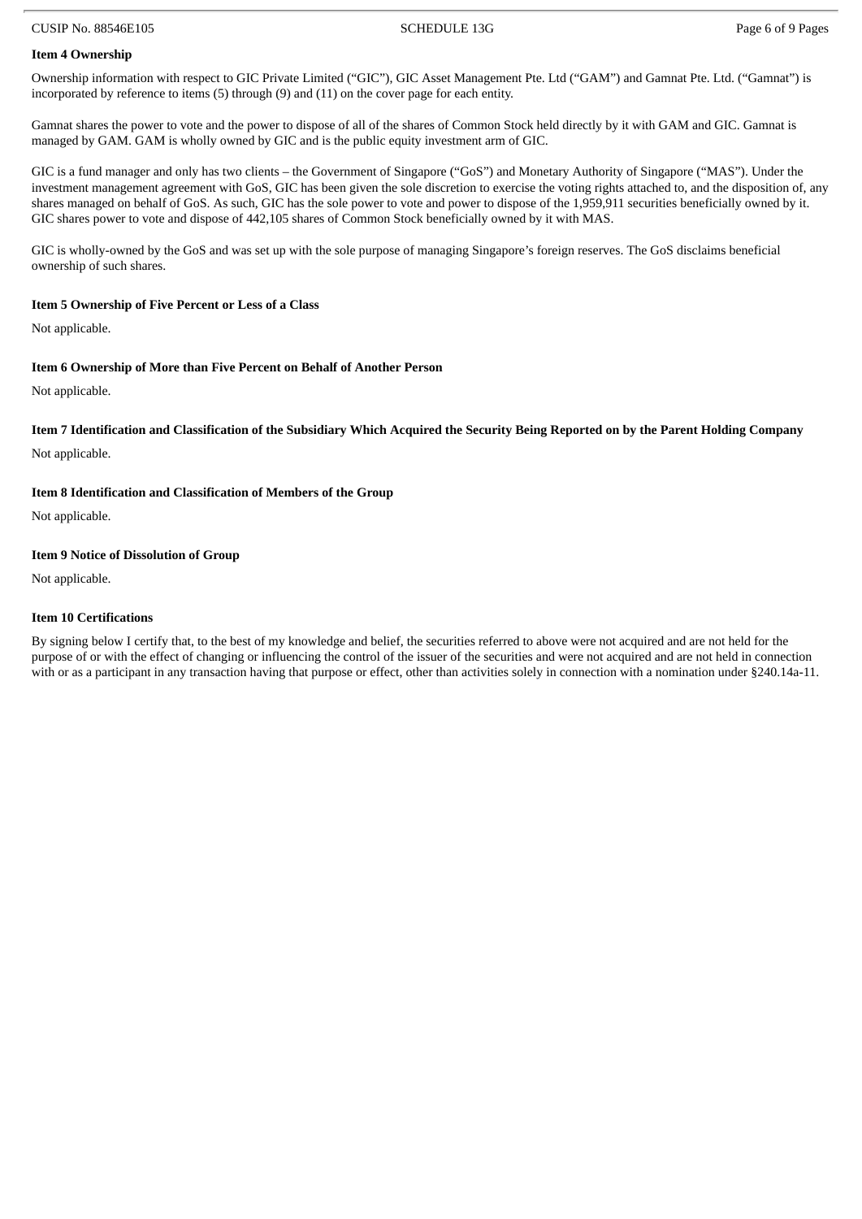**Item 4 Ownership**

Ownership information with respect to GIC Private Limited ("GIC"), GIC Asset Management Pte. Ltd ("GAM") and Gamnat Pte. Ltd. ("Gamnat") is incorporated by reference to items (5) through (9) and (11) on the cover page for each entity.

Gamnat shares the power to vote and the power to dispose of all of the shares of Common Stock held directly by it with GAM and GIC. Gamnat is managed by GAM. GAM is wholly owned by GIC and is the public equity investment arm of GIC.

GIC is a fund manager and only has two clients – the Government of Singapore ("GoS") and Monetary Authority of Singapore ("MAS"). Under the investment management agreement with GoS, GIC has been given the sole discretion to exercise the voting rights attached to, and the disposition of, any shares managed on behalf of GoS. As such, GIC has the sole power to vote and power to dispose of the 1,959,911 securities beneficially owned by it. GIC shares power to vote and dispose of 442,105 shares of Common Stock beneficially owned by it with MAS.

GIC is wholly-owned by the GoS and was set up with the sole purpose of managing Singapore's foreign reserves. The GoS disclaims beneficial ownership of such shares.

**Item 5 Ownership of Five Percent or Less of a Class**

Not applicable.

**Item 6 Ownership of More than Five Percent on Behalf of Another Person**

Not applicable.

**Item 7 Identification and Classification of the Subsidiary Which Acquired the Security Being Reported on by the Parent Holding Company**

Not applicable.

**Item 8 Identification and Classification of Members of the Group**

Not applicable.

**Item 9 Notice of Dissolution of Group**

Not applicable.

**Item 10 Certifications**

By signing below I certify that, to the best of my knowledge and belief, the securities referred to above were not acquired and are not held for the purpose of or with the effect of changing or influencing the control of the issuer of the securities and were not acquired and are not held in connection with or as a participant in any transaction having that purpose or effect, other than activities solely in connection with a nomination under §240.14a-11.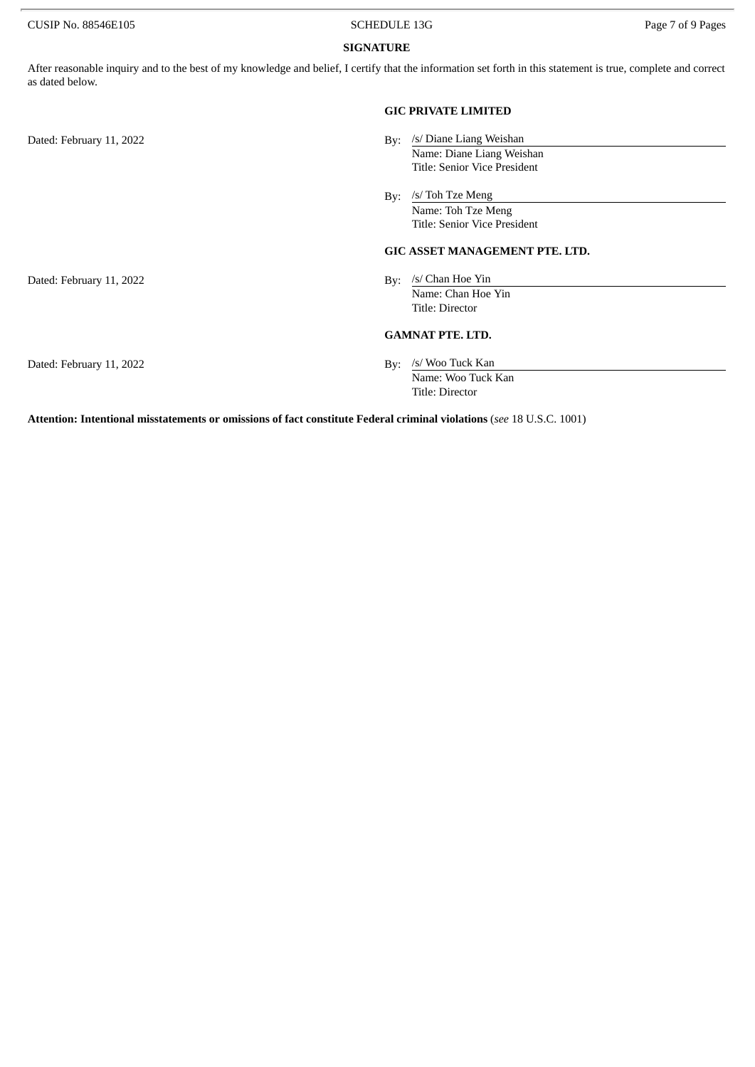## SIGNATURE

After reasonable inquiry and to the best of my knowledge and belief, I certify that the information set forth in this statement is true, complete and correct as dated below.

**GIC PRIVATE LIMITED**

Dated: February 11, 2022

By: /s/ Diane Liang Weishan
Name: Diane Liang Weishan
Title: Senior Vice President

By: /s/ Toh Tze Meng
Name: Toh Tze Meng
Title: Senior Vice President

**GIC ASSET MANAGEMENT PTE. LTD.**

Dated: February 11, 2022

By: /s/ Chan Hoe Yin
Name: Chan Hoe Yin
Title: Director

**GAMNAT PTE. LTD.**

Dated: February 11, 2022

By: /s/ Woo Tuck Kan
Name: Woo Tuck Kan
Title: Director

**Attention: Intentional misstatements or omissions of fact constitute Federal criminal violations** (*see* 18 U.S.C. 1001)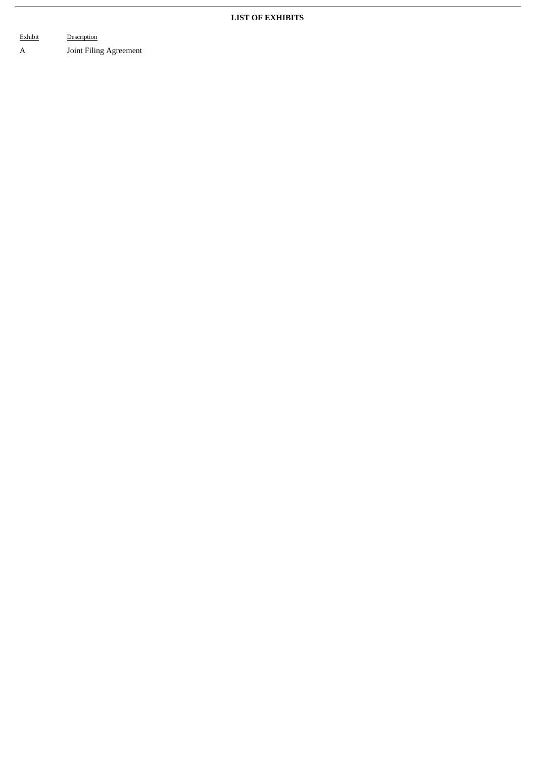**LIST OF EXHIBITS**

| Exhibit | Description |
| --- | --- |
| A | Joint Filing Agreement |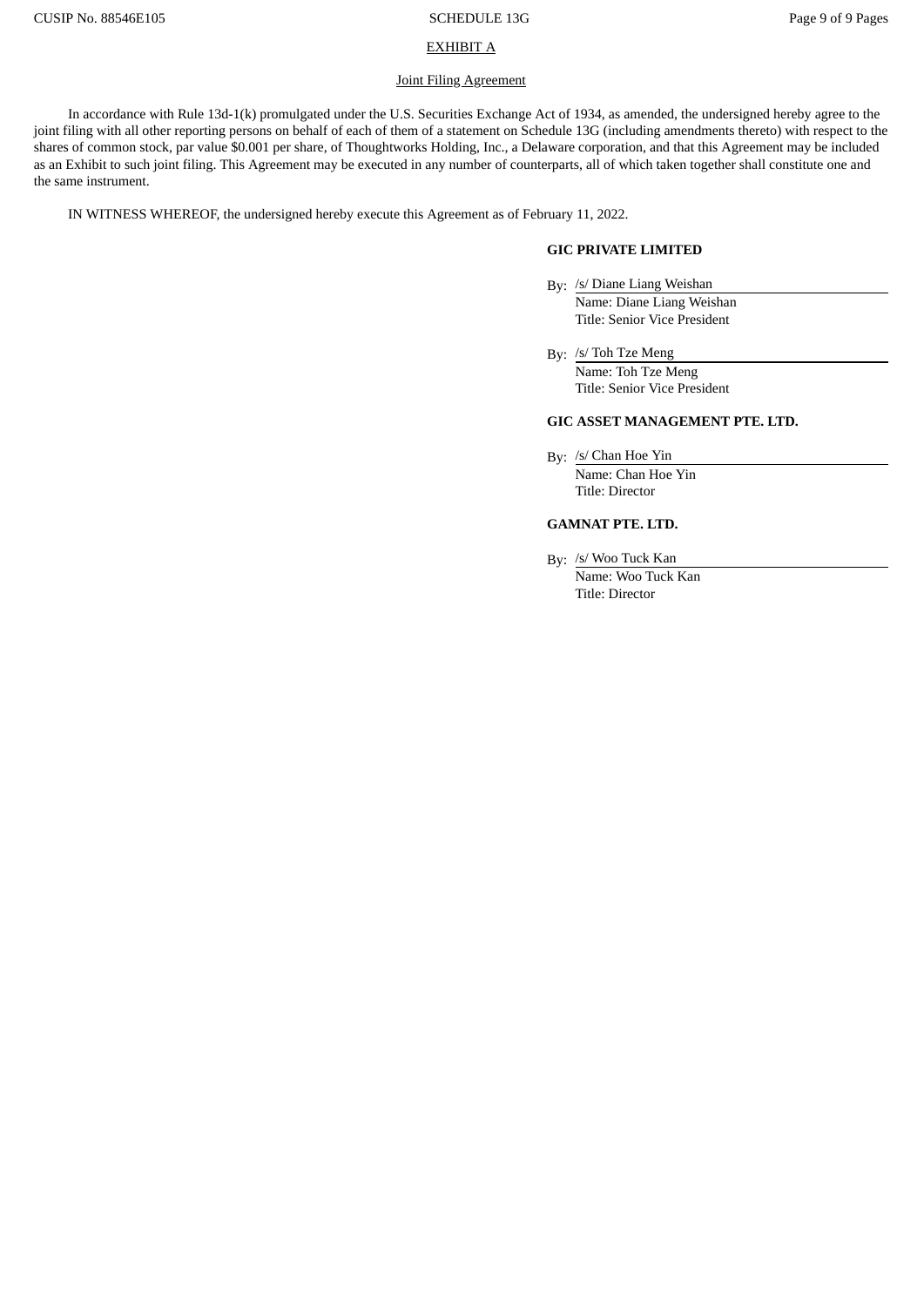## EXHIBIT A

### Joint Filing Agreement

In accordance with Rule 13d-1(k) promulgated under the U.S. Securities Exchange Act of 1934, as amended, the undersigned hereby agree to the joint filing with all other reporting persons on behalf of each of them of a statement on Schedule 13G (including amendments thereto) with respect to the shares of common stock, par value $0.001 per share, of Thoughtworks Holding, Inc., a Delaware corporation, and that this Agreement may be included as an Exhibit to such joint filing. This Agreement may be executed in any number of counterparts, all of which taken together shall constitute one and the same instrument.

IN WITNESS WHEREOF, the undersigned hereby execute this Agreement as of February 11, 2022.

**GIC PRIVATE LIMITED**

By: /s/ Diane Liang Weishan
Name: Diane Liang Weishan
Title: Senior Vice President

By: /s/ Toh Tze Meng
Name: Toh Tze Meng
Title: Senior Vice President

**GIC ASSET MANAGEMENT PTE. LTD.**

By: /s/ Chan Hoe Yin
Name: Chan Hoe Yin
Title: Director

**GAMNAT PTE. LTD.**

By: /s/ Woo Tuck Kan
Name: Woo Tuck Kan
Title: Director